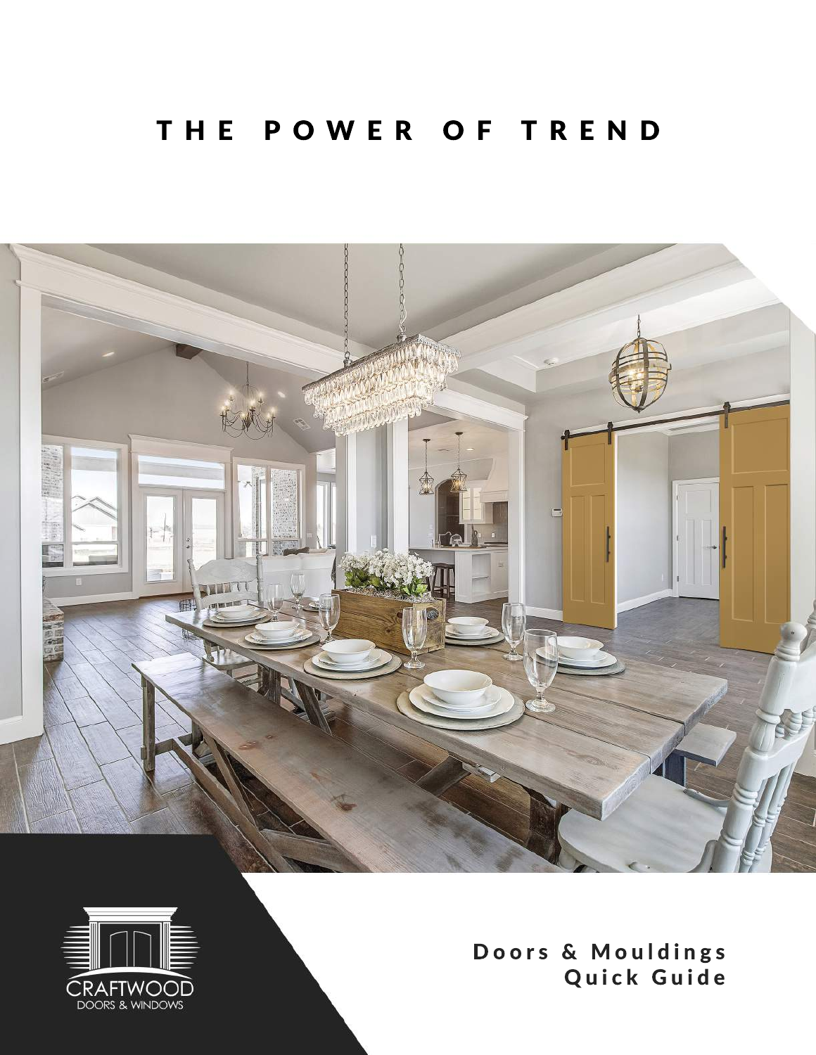# THE POWER OF TREND

CRAFTWOOD
DOORS & WINDOWS

**Doors & Mouldings Quick Guide**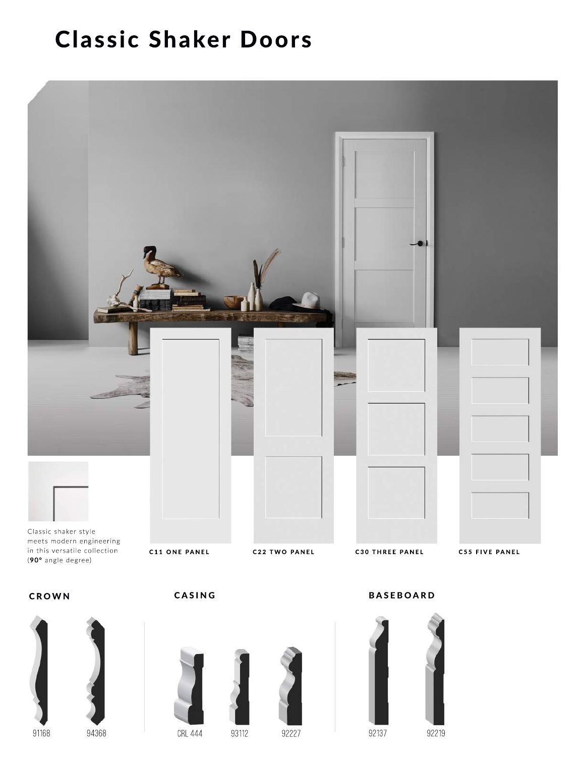# Classic Shaker Doors

Classic shaker style meets modern engineering in this versatile collection (**90°** angle degree)

C11 ONE PANEL

C22 TWO PANEL

C30 THREE PANEL

C55 FIVE PANEL

## CROWN

91168

94368

## CASING

CRL 444

93112

92227

## BASEBOARD

92137

92219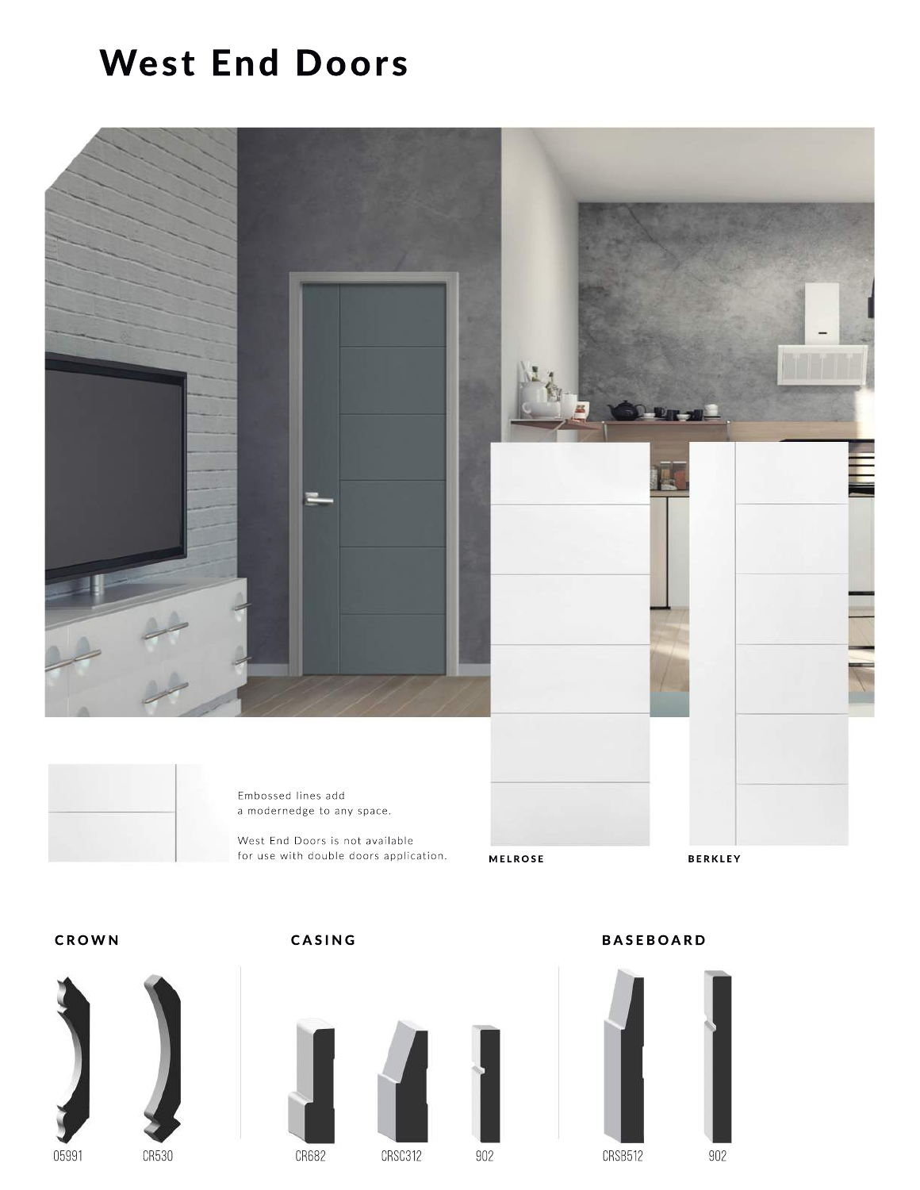# West End Doors

Embossed lines add
a modernedge to any space.

West End Doors is not available
for use with double doors application.

MELROSE

BERKLEY

### CROWN

05991

CR530

### CASING

CR682

CRSC312

902

### BASEBOARD

CRSB512

902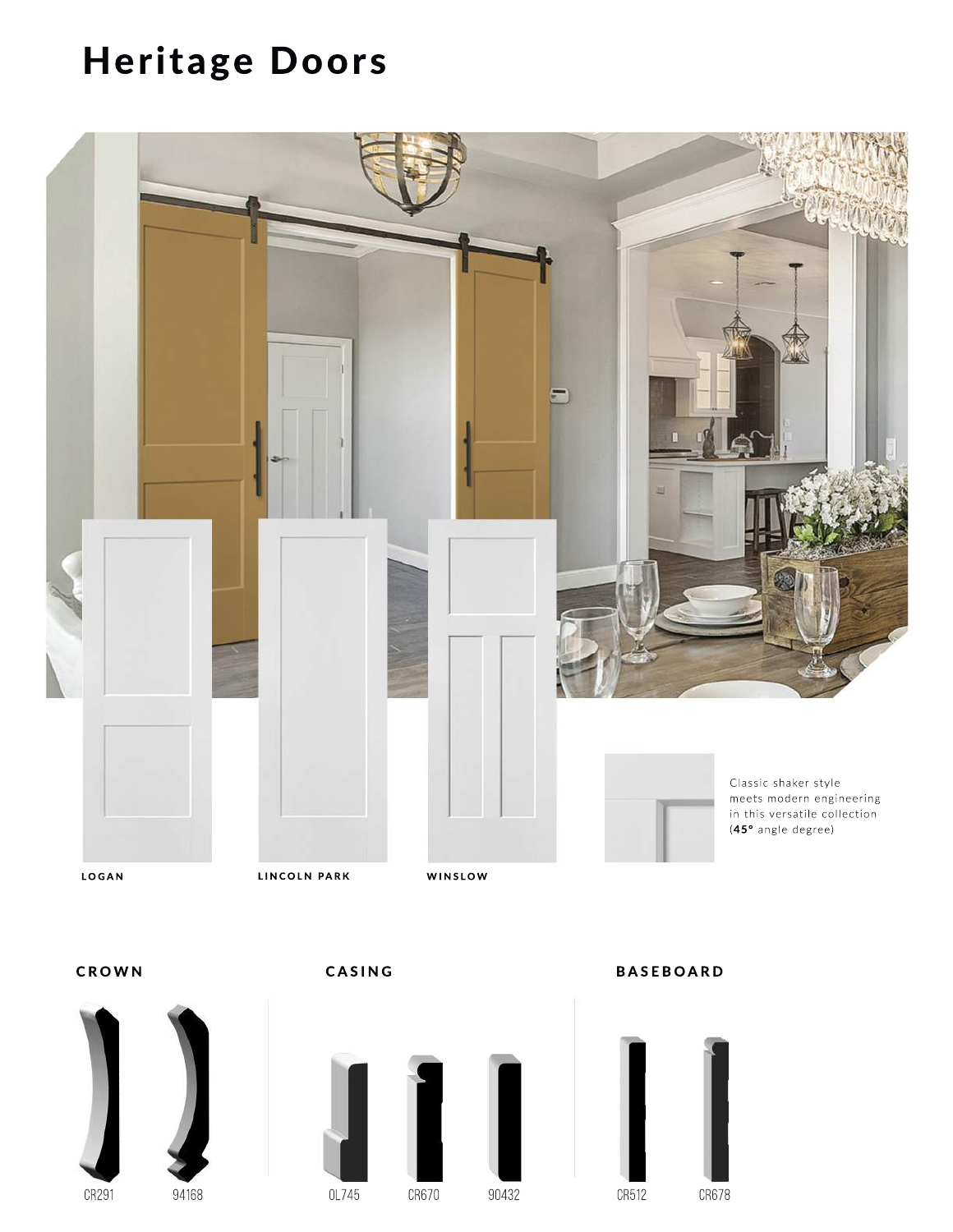# Heritage Doors

LOGAN

LINCOLN PARK

WINSLOW

Classic shaker style meets modern engineering in this versatile collection (**45°** angle degree)

## CROWN

CR291

94168

## CASING

OL745

CR670

90432

## BASEBOARD

CR512

CR678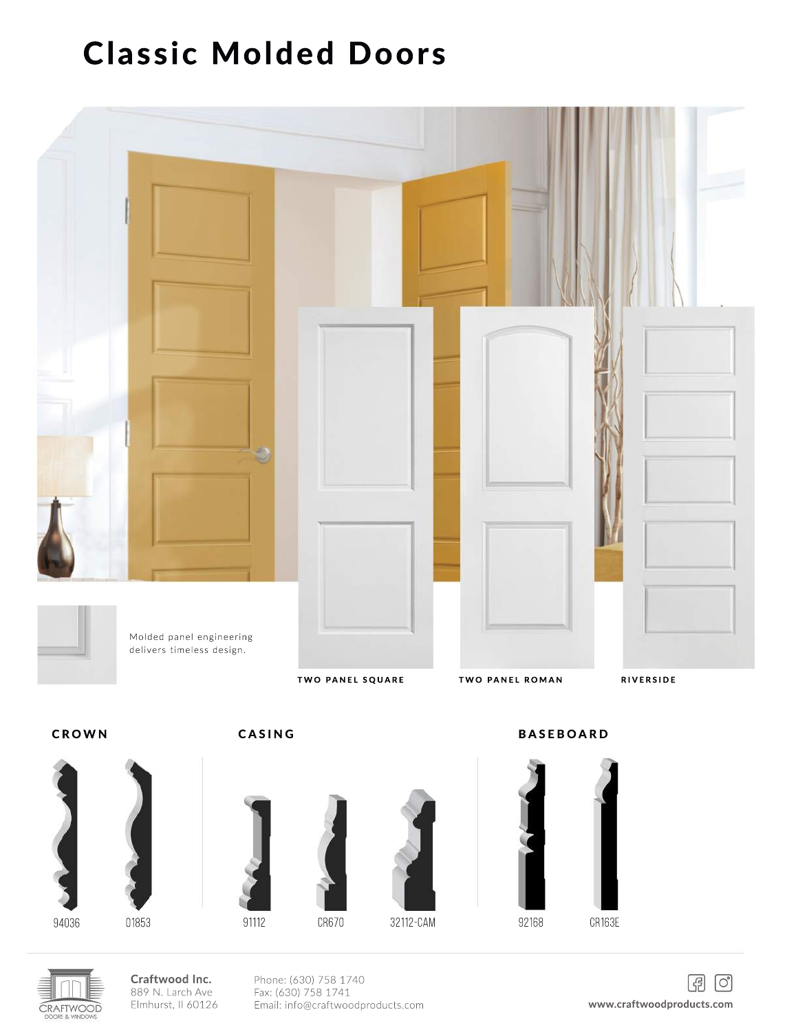# Classic Molded Doors

Molded panel engineering delivers timeless design.

TWO PANEL SQUARE

TWO PANEL ROMAN

RIVERSIDE

## CROWN

94036

01853

## CASING

91112

CR670

32112-CAM

## BASEBOARD

92168

CR163E

**Craftwood Inc.**
889 N. Larch Ave
Elmhurst, Il 60126

Phone: (630) 758 1740
Fax: (630) 758 1741
Email: info@craftwoodproducts.com

www.craftwoodproducts.com